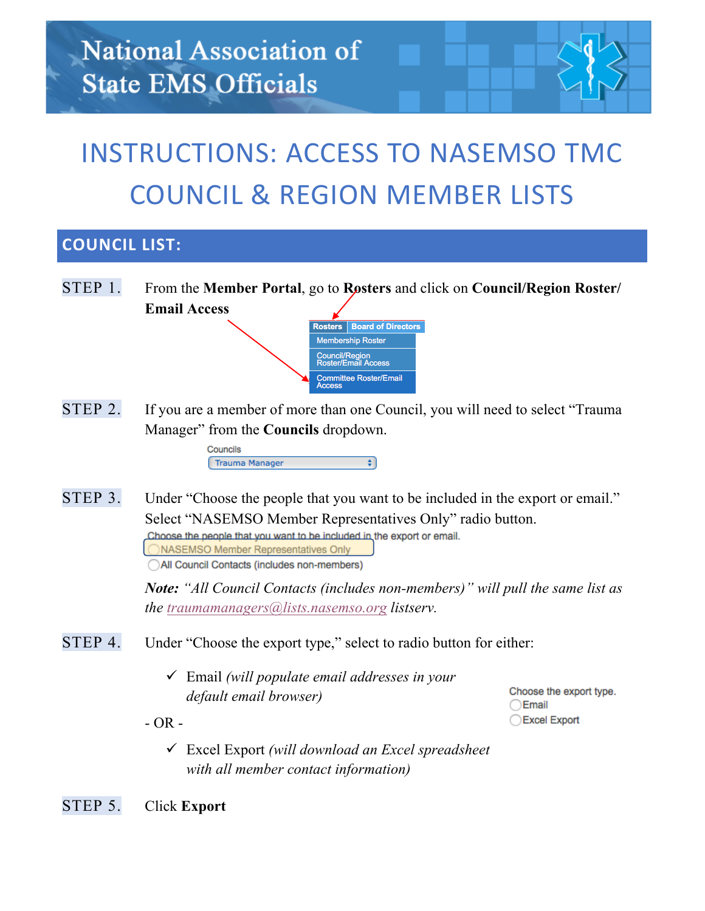National Association of State EMS Officials

# INSTRUCTIONS: ACCESS TO NASEMSO TMC COUNCIL & REGION MEMBER LISTS

## COUNCIL LIST:

**STEP 1.** From the **Member Portal**, go to **Rosters** and click on **Council/Region Roster/ Email Access**

Rosters | Board of Directors
- Membership Roster
- Council/Region Roster/Email Access
- Committee Roster/Email Access

**STEP 2.** If you are a member of more than one Council, you will need to select "Trauma Manager" from the **Councils** dropdown.

Councils
Trauma Manager

**STEP 3.** Under "Choose the people that you want to be included in the export or email." Select "NASEMSO Member Representatives Only" radio button.

Choose the people that you want to be included in the export or email.
- NASEMSO Member Representatives Only
- All Council Contacts (includes non-members)

***Note:*** *"All Council Contacts (includes non-members)" will pull the same list as the traumamanagers@lists.nasemso.org listserv.*

**STEP 4.** Under "Choose the export type," select to radio button for either:

✓ Email *(will populate email addresses in your default email browser)*

- OR -

✓ Excel Export *(will download an Excel spreadsheet with all member contact information)*

Choose the export type.
- Email
- Excel Export

**STEP 5.** Click **Export**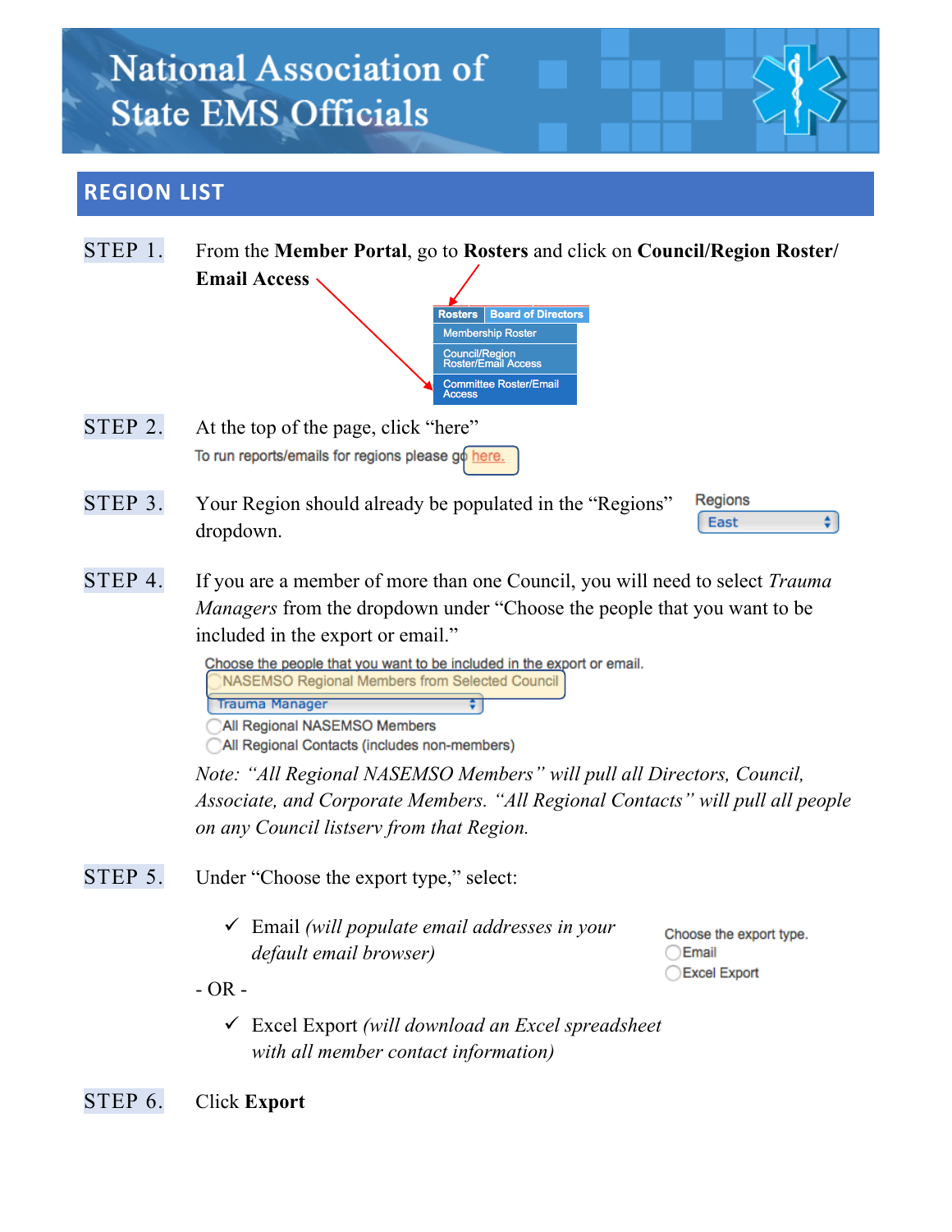National Association of State EMS Officials

## REGION LIST

STEP 1. From the **Member Portal**, go to **Rosters** and click on **Council/Region Roster/ Email Access**

Rosters | Board of Directors
Membership Roster
Council/Region Roster/Email Access
Committee Roster/Email Access

STEP 2. At the top of the page, click "here"

To run reports/emails for regions please go here.

STEP 3. Your Region should already be populated in the "Regions" dropdown.

Regions
East

STEP 4. If you are a member of more than one Council, you will need to select *Trauma Managers* from the dropdown under "Choose the people that you want to be included in the export or email."

Choose the people that you want to be included in the export or email.
NASEMSO Regional Members from Selected Council
Trauma Manager
All Regional NASEMSO Members
All Regional Contacts (includes non-members)

*Note: "All Regional NASEMSO Members" will pull all Directors, Council, Associate, and Corporate Members. "All Regional Contacts" will pull all people on any Council listserv from that Region.*

STEP 5. Under "Choose the export type," select:

Choose the export type.
Email
Excel Export

- ✓ Email *(will populate email addresses in your default email browser)*

\- OR -

- ✓ Excel Export *(will download an Excel spreadsheet with all member contact information)*

STEP 6. Click **Export**